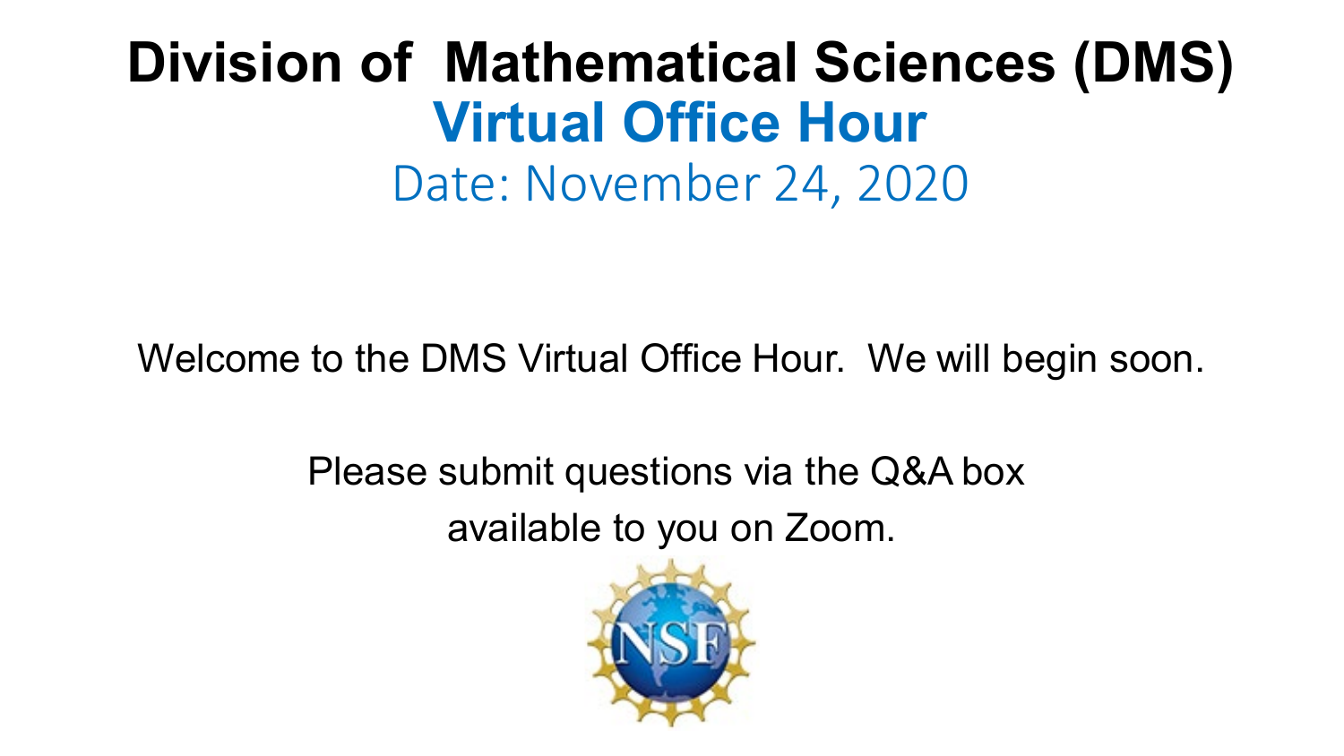# Division of Mathematical Sciences (DMS)

## Virtual Office Hour

Date: November 24, 2020

Welcome to the DMS Virtual Office Hour. We will begin soon.

Please submit questions via the Q&A box available to you on Zoom.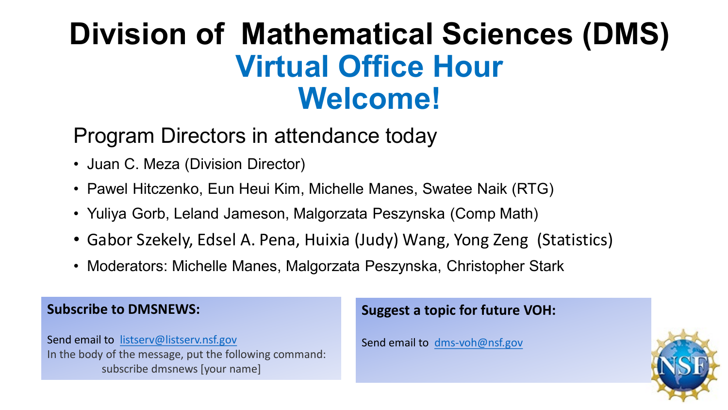# Division of Mathematical Sciences (DMS)

## Virtual Office Hour
## Welcome!

### Program Directors in attendance today

- Juan C. Meza (Division Director)
- Pawel Hitczenko, Eun Heui Kim, Michelle Manes, Swatee Naik (RTG)
- Yuliya Gorb, Leland Jameson, Malgorzata Peszynska (Comp Math)
- Gabor Szekely, Edsel A. Pena, Huixia (Judy) Wang, Yong Zeng (Statistics)
- Moderators: Michelle Manes, Malgorzata Peszynska, Christopher Stark

**Subscribe to DMSNEWS:**

Send email to listserv@listserv.nsf.gov
In the body of the message, put the following command:
subscribe dmsnews [your name]

**Suggest a topic for future VOH:**

Send email to dms-voh@nsf.gov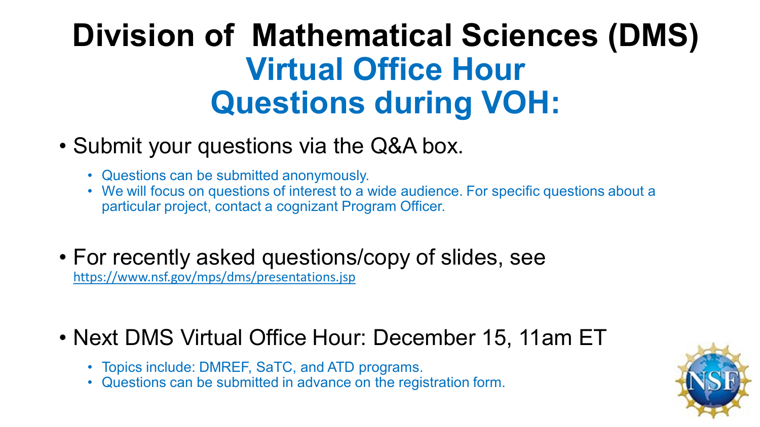# Division of Mathematical Sciences (DMS)

## Virtual Office Hour
## Questions during VOH:

- Submit your questions via the Q&A box.
  - Questions can be submitted anonymously.
  - We will focus on questions of interest to a wide audience. For specific questions about a particular project, contact a cognizant Program Officer.

- For recently asked questions/copy of slides, see https://www.nsf.gov/mps/dms/presentations.jsp

- Next DMS Virtual Office Hour: December 15, 11am ET
  - Topics include: DMREF, SaTC, and ATD programs.
  - Questions can be submitted in advance on the registration form.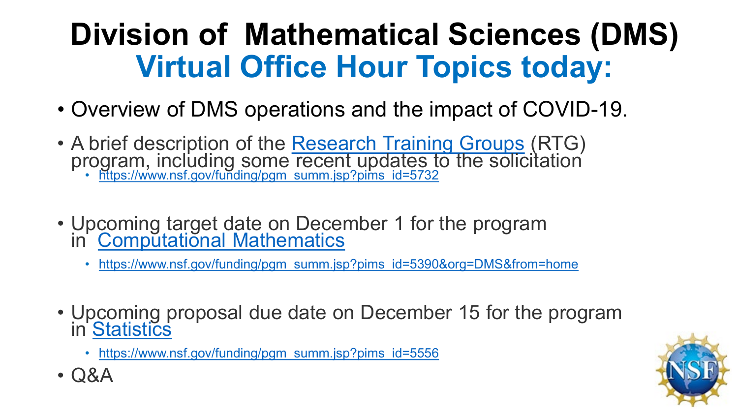# Division of Mathematical Sciences (DMS)

## Virtual Office Hour Topics today:

- Overview of DMS operations and the impact of COVID-19.
- A brief description of the Research Training Groups (RTG) program, including some recent updates to the solicitation
  - https://www.nsf.gov/funding/pgm_summ.jsp?pims_id=5732
- Upcoming target date on December 1 for the program in Computational Mathematics
  - https://www.nsf.gov/funding/pgm_summ.jsp?pims_id=5390&org=DMS&from=home
- Upcoming proposal due date on December 15 for the program in Statistics
  - https://www.nsf.gov/funding/pgm_summ.jsp?pims_id=5556
- Q&A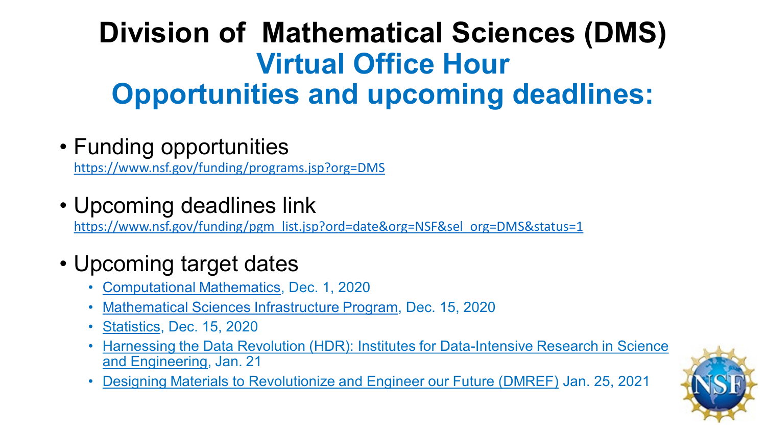# Division of Mathematical Sciences (DMS)

## Virtual Office Hour

## Opportunities and upcoming deadlines:

- Funding opportunities
  https://www.nsf.gov/funding/programs.jsp?org=DMS

- Upcoming deadlines link
  https://www.nsf.gov/funding/pgm_list.jsp?ord=date&org=NSF&sel_org=DMS&status=1

- Upcoming target dates
  - Computational Mathematics, Dec. 1, 2020
  - Mathematical Sciences Infrastructure Program, Dec. 15, 2020
  - Statistics, Dec. 15, 2020
  - Harnessing the Data Revolution (HDR): Institutes for Data-Intensive Research in Science and Engineering, Jan. 21
  - Designing Materials to Revolutionize and Engineer our Future (DMREF) Jan. 25, 2021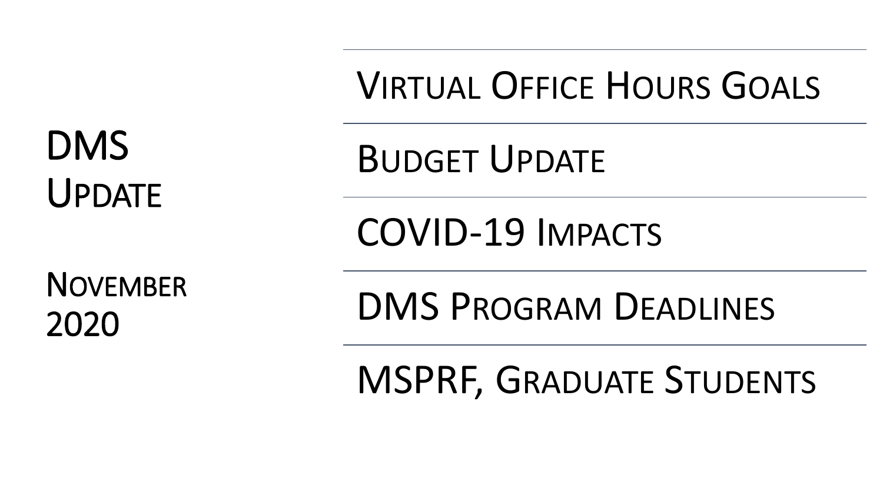# DMS Update

November 2020

- Virtual Office Hours Goals
- Budget Update
- COVID-19 Impacts
- DMS Program Deadlines
- MSPRF, Graduate Students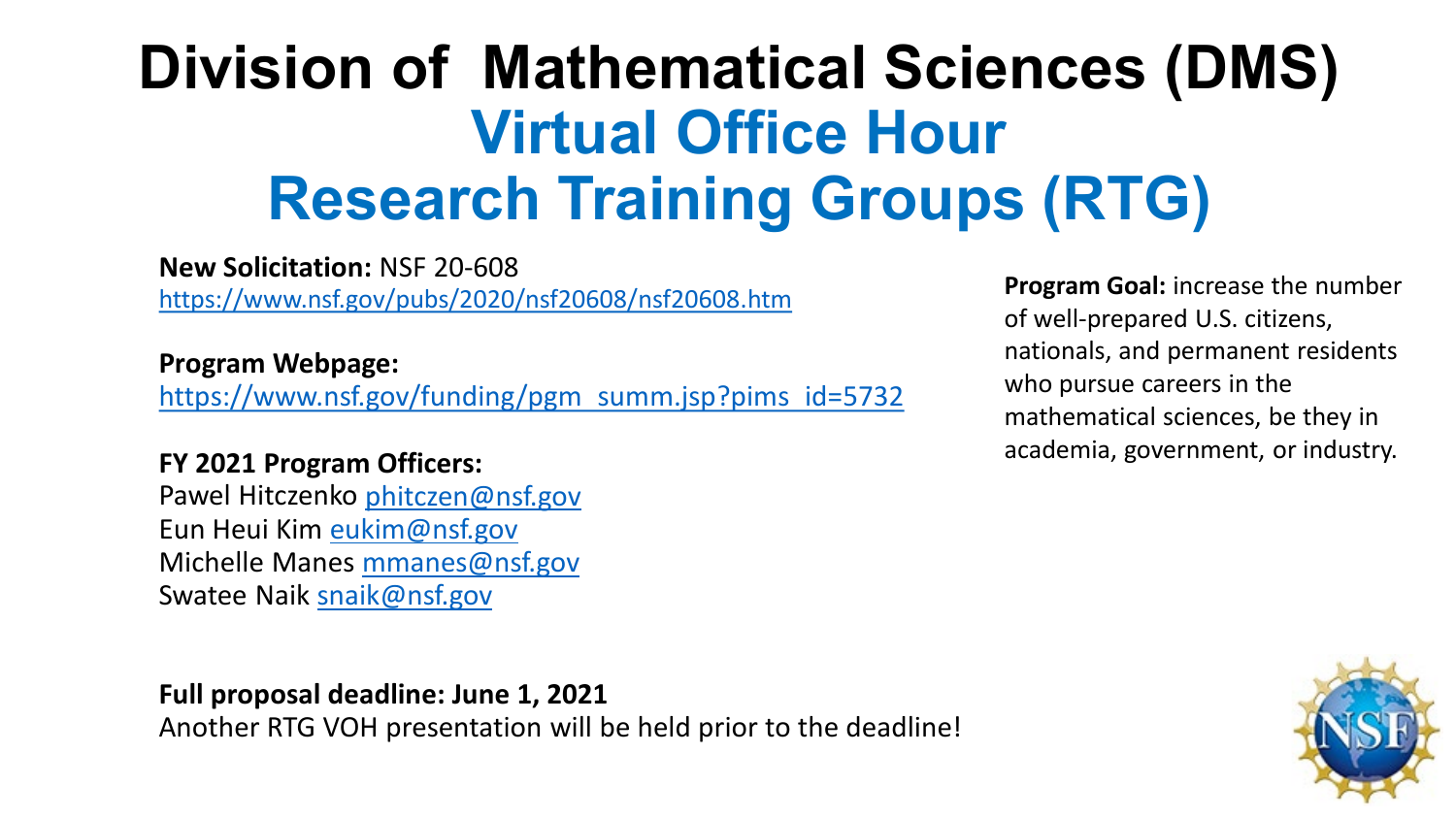# Division of Mathematical Sciences (DMS)

## Virtual Office Hour
## Research Training Groups (RTG)

**New Solicitation:** NSF 20-608
https://www.nsf.gov/pubs/2020/nsf20608/nsf20608.htm

**Program Webpage:**
https://www.nsf.gov/funding/pgm_summ.jsp?pims_id=5732

**FY 2021 Program Officers:**
Pawel Hitczenko phitczen@nsf.gov
Eun Heui Kim eukim@nsf.gov
Michelle Manes mmanes@nsf.gov
Swatee Naik snaik@nsf.gov

**Program Goal:** increase the number of well-prepared U.S. citizens, nationals, and permanent residents who pursue careers in the mathematical sciences, be they in academia, government, or industry.

**Full proposal deadline: June 1, 2021**
Another RTG VOH presentation will be held prior to the deadline!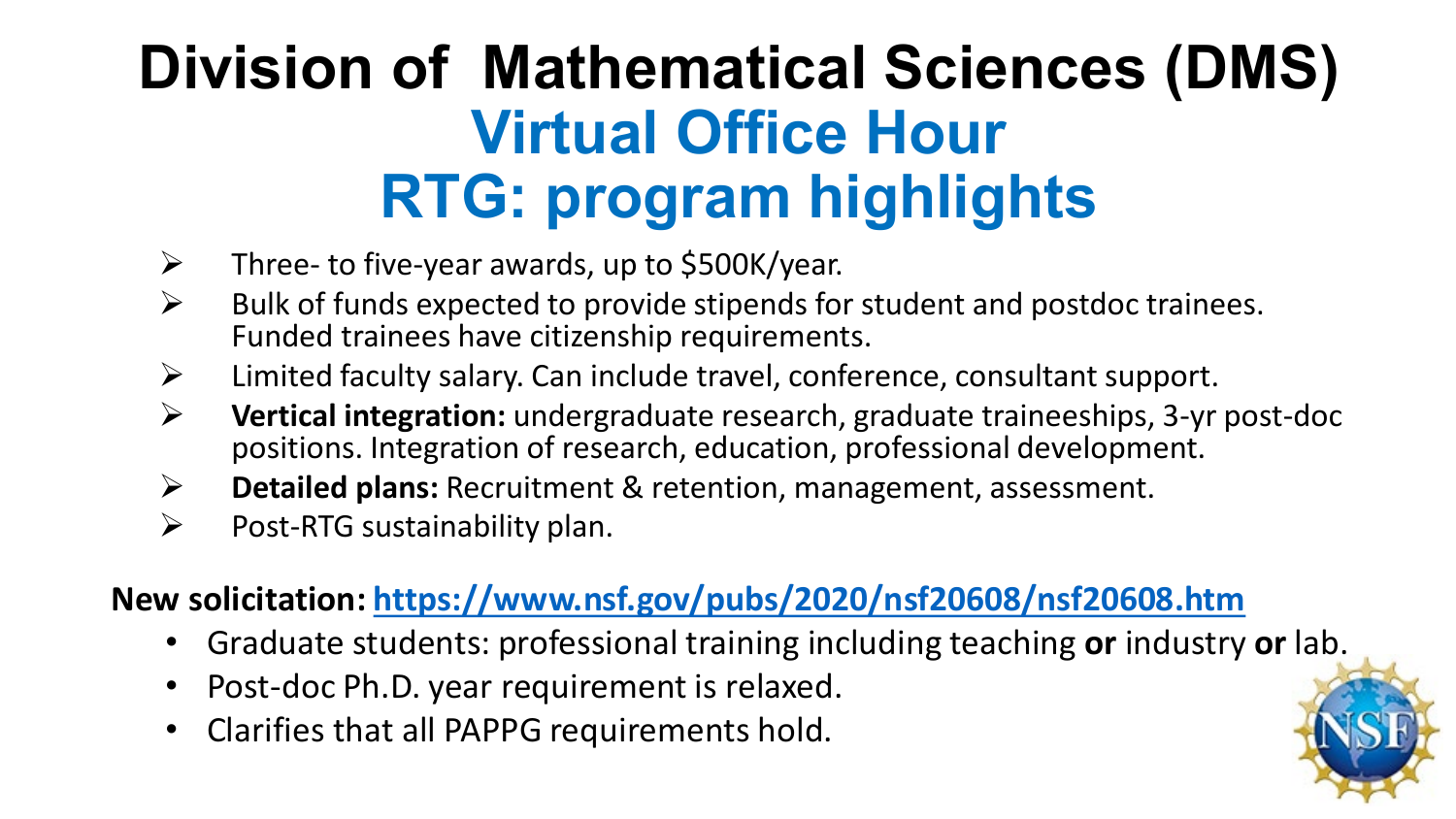# Division of Mathematical Sciences (DMS)
## Virtual Office Hour
## RTG: program highlights

- Three- to five-year awards, up to $500K/year.
- Bulk of funds expected to provide stipends for student and postdoc trainees. Funded trainees have citizenship requirements.
- Limited faculty salary. Can include travel, conference, consultant support.
- **Vertical integration:** undergraduate research, graduate traineeships, 3-yr post-doc positions. Integration of research, education, professional development.
- **Detailed plans:** Recruitment & retention, management, assessment.
- Post-RTG sustainability plan.

**New solicitation:** https://www.nsf.gov/pubs/2020/nsf20608/nsf20608.htm

- Graduate students: professional training including teaching **or** industry **or** lab.
- Post-doc Ph.D. year requirement is relaxed.
- Clarifies that all PAPPG requirements hold.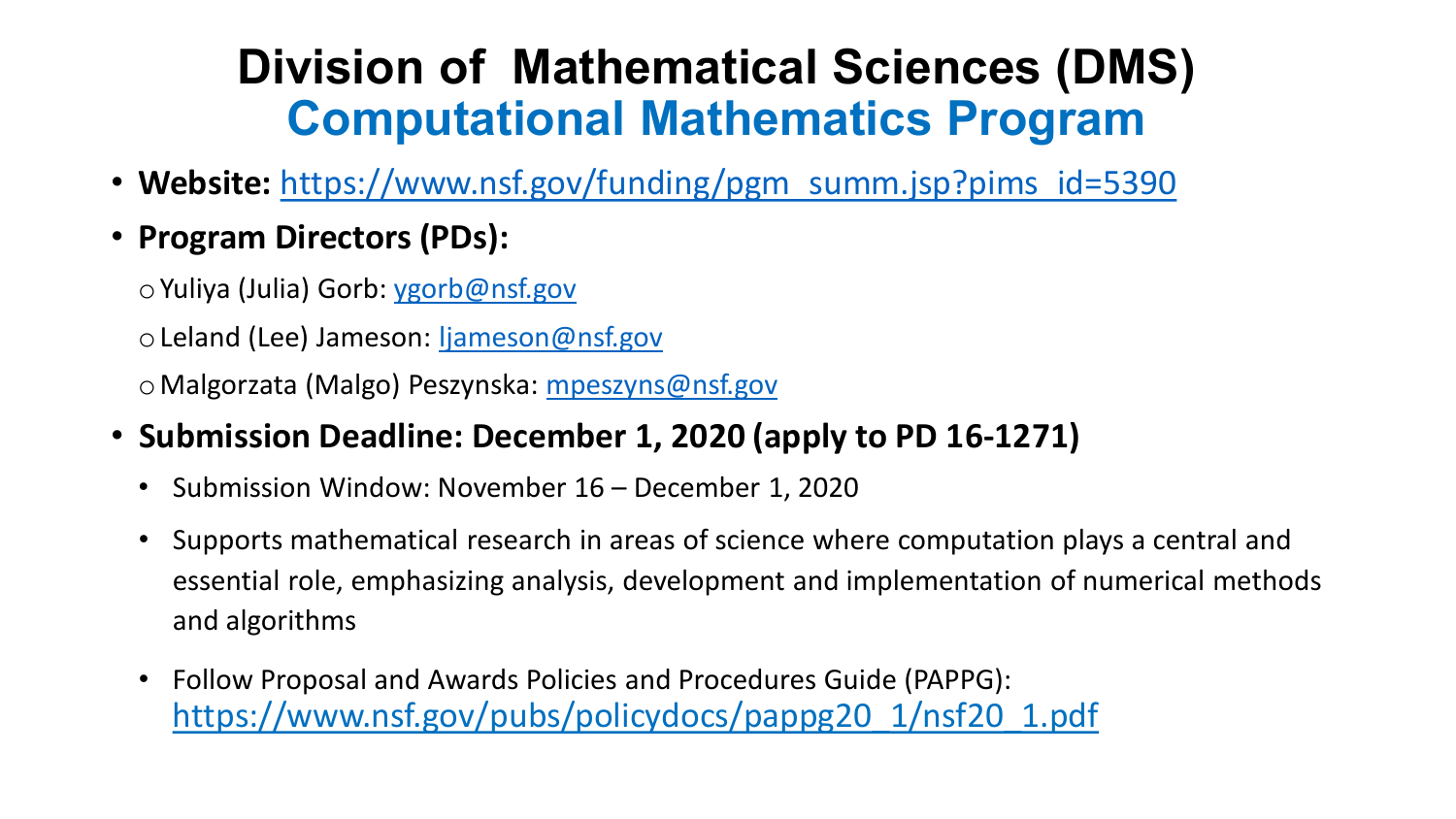# Division of Mathematical Sciences (DMS)
## Computational Mathematics Program

- **Website:** https://www.nsf.gov/funding/pgm_summ.jsp?pims_id=5390
- **Program Directors (PDs):**
  - Yuliya (Julia) Gorb: ygorb@nsf.gov
  - Leland (Lee) Jameson: ljameson@nsf.gov
  - Malgorzata (Malgo) Peszynska: mpeszyns@nsf.gov
- **Submission Deadline: December 1, 2020 (apply to PD 16-1271)**
  - Submission Window: November 16 – December 1, 2020
  - Supports mathematical research in areas of science where computation plays a central and essential role, emphasizing analysis, development and implementation of numerical methods and algorithms
  - Follow Proposal and Awards Policies and Procedures Guide (PAPPG): https://www.nsf.gov/pubs/policydocs/pappg20_1/nsf20_1.pdf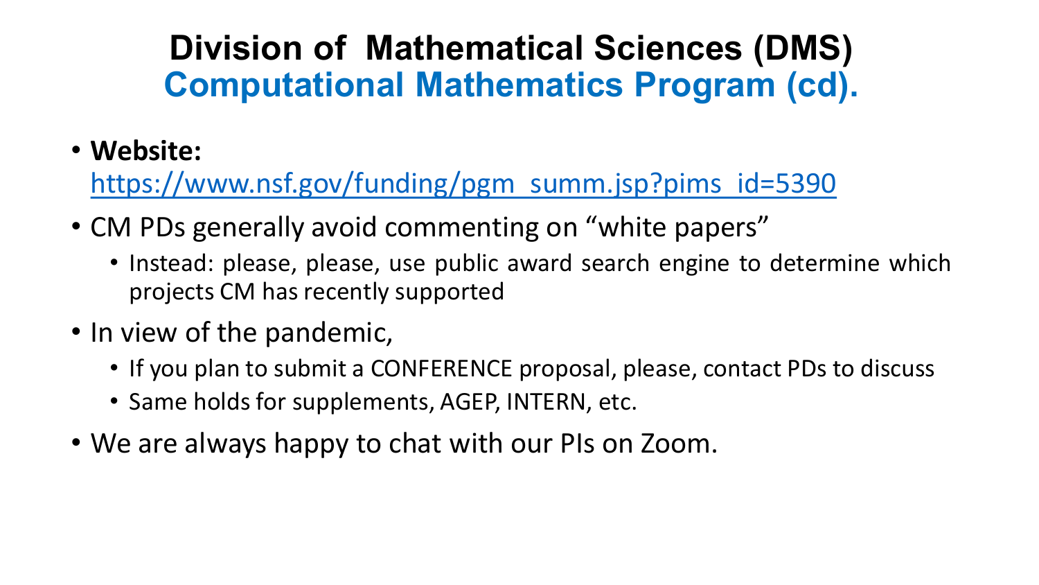# Division of Mathematical Sciences (DMS)
## Computational Mathematics Program (cd).

- **Website:** https://www.nsf.gov/funding/pgm_summ.jsp?pims_id=5390
- CM PDs generally avoid commenting on "white papers"
  - Instead: please, please, use public award search engine to determine which projects CM has recently supported
- In view of the pandemic,
  - If you plan to submit a CONFERENCE proposal, please, contact PDs to discuss
  - Same holds for supplements, AGEP, INTERN, etc.
- We are always happy to chat with our PIs on Zoom.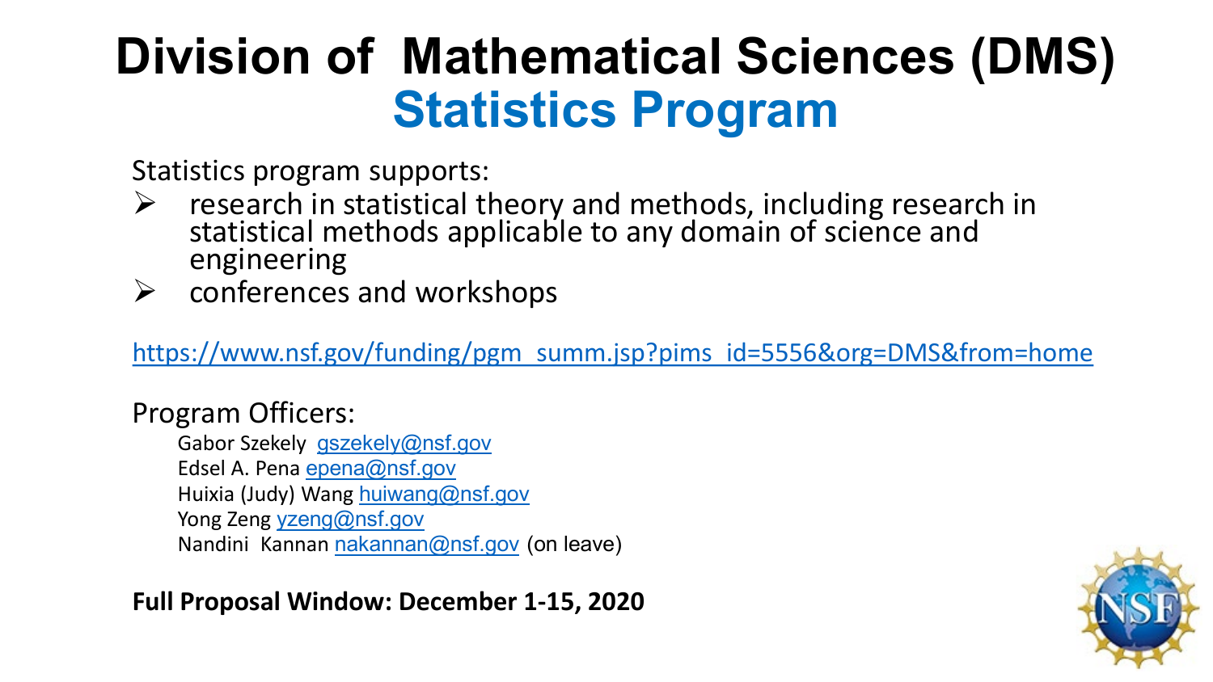# Division of Mathematical Sciences (DMS)
## Statistics Program

Statistics program supports:

- research in statistical theory and methods, including research in statistical methods applicable to any domain of science and engineering
- conferences and workshops

https://www.nsf.gov/funding/pgm_summ.jsp?pims_id=5556&org=DMS&from=home

Program Officers:

Gabor Szekely gszekely@nsf.gov
Edsel A. Pena epena@nsf.gov
Huixia (Judy) Wang huiwang@nsf.gov
Yong Zeng yzeng@nsf.gov
Nandini Kannan nakannan@nsf.gov (on leave)

**Full Proposal Window: December 1-15, 2020**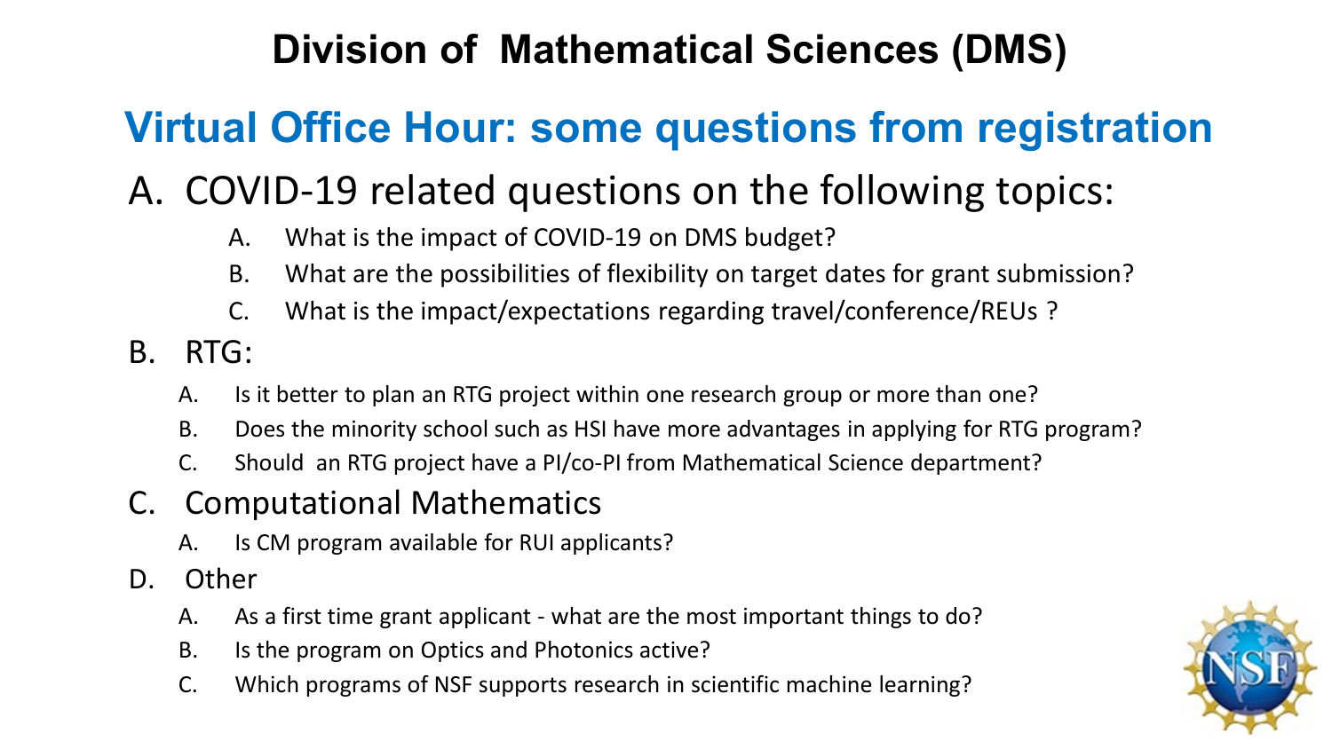# Division of Mathematical Sciences (DMS)

## Virtual Office Hour: some questions from registration

A. COVID-19 related questions on the following topics:
   - A. What is the impact of COVID-19 on DMS budget?
   - B. What are the possibilities of flexibility on target dates for grant submission?
   - C. What is the impact/expectations regarding travel/conference/REUs ?

B. RTG:
   - A. Is it better to plan an RTG project within one research group or more than one?
   - B. Does the minority school such as HSI have more advantages in applying for RTG program?
   - C. Should an RTG project have a PI/co-PI from Mathematical Science department?

C. Computational Mathematics
   - A. Is CM program available for RUI applicants?

D. Other
   - A. As a first time grant applicant - what are the most important things to do?
   - B. Is the program on Optics and Photonics active?
   - C. Which programs of NSF supports research in scientific machine learning?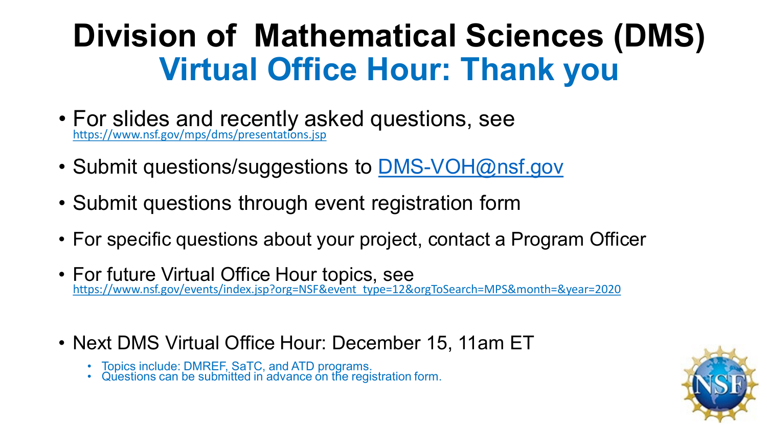# Division of Mathematical Sciences (DMS)
## Virtual Office Hour: Thank you

- For slides and recently asked questions, see https://www.nsf.gov/mps/dms/presentations.jsp
- Submit questions/suggestions to DMS-VOH@nsf.gov
- Submit questions through event registration form
- For specific questions about your project, contact a Program Officer
- For future Virtual Office Hour topics, see https://www.nsf.gov/events/index.jsp?org=NSF&event_type=12&orgToSearch=MPS&month=&year=2020
- Next DMS Virtual Office Hour: December 15, 11am ET
  - Topics include: DMREF, SaTC, and ATD programs.
  - Questions can be submitted in advance on the registration form.